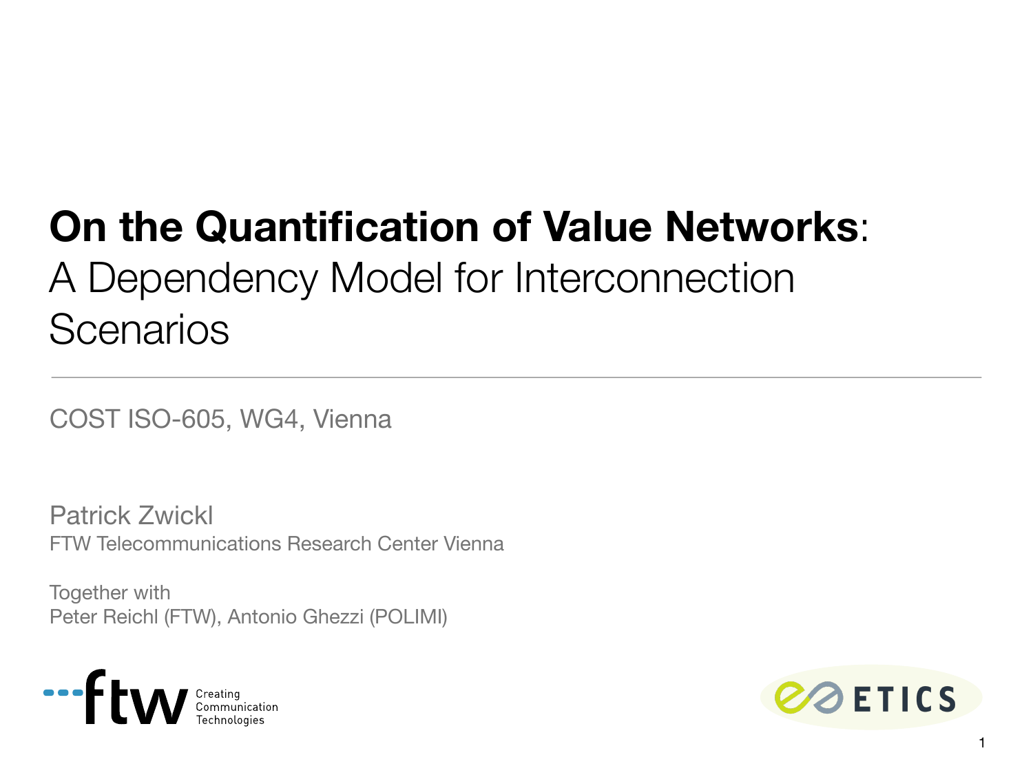# **On the Quantification of Value Networks**: A Dependency Model for Interconnection Scenarios

COST ISO-605, WG4, Vienna

Patrick Zwickl
FTW Telecommunications Research Center Vienna

Together with
Peter Reichl (FTW), Antonio Ghezzi (POLIMI)

ftw Creating Communication Technologies

ETICS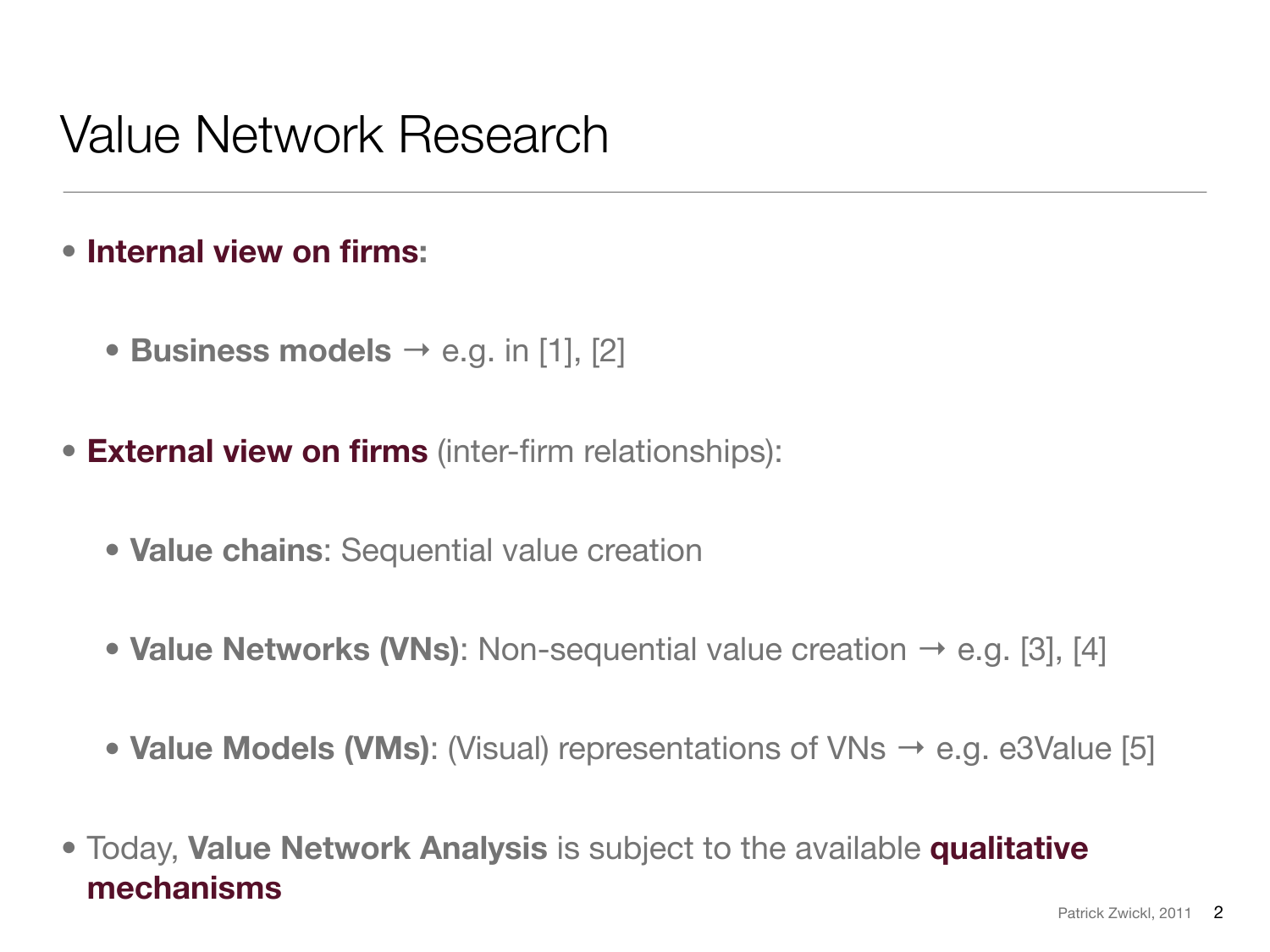# Value Network Research

- **Internal view on firms:**
  - **Business models** → e.g. in [1], [2]
- **External view on firms** (inter-firm relationships):
  - **Value chains**: Sequential value creation
  - **Value Networks (VNs)**: Non-sequential value creation → e.g. [3], [4]
  - **Value Models (VMs)**: (Visual) representations of VNs → e.g. e3Value [5]
- Today, **Value Network Analysis** is subject to the available **qualitative mechanisms**

Patrick Zwickl, 2011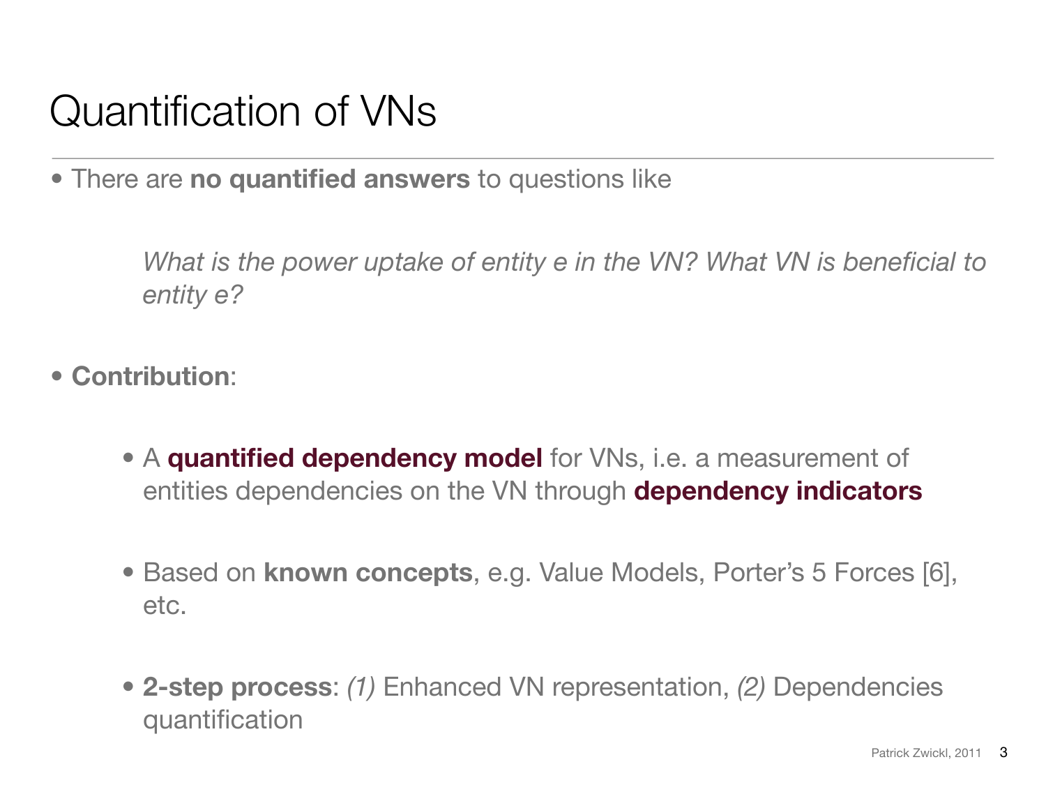# Quantification of VNs

- There are **no quantified answers** to questions like

  *What is the power uptake of entity e in the VN? What VN is beneficial to entity e?*

- **Contribution**:

  - A **quantified dependency model** for VNs, i.e. a measurement of entities dependencies on the VN through **dependency indicators**

  - Based on **known concepts**, e.g. Value Models, Porter's 5 Forces [6], etc.

  - **2-step process**: *(1)* Enhanced VN representation, *(2)* Dependencies quantification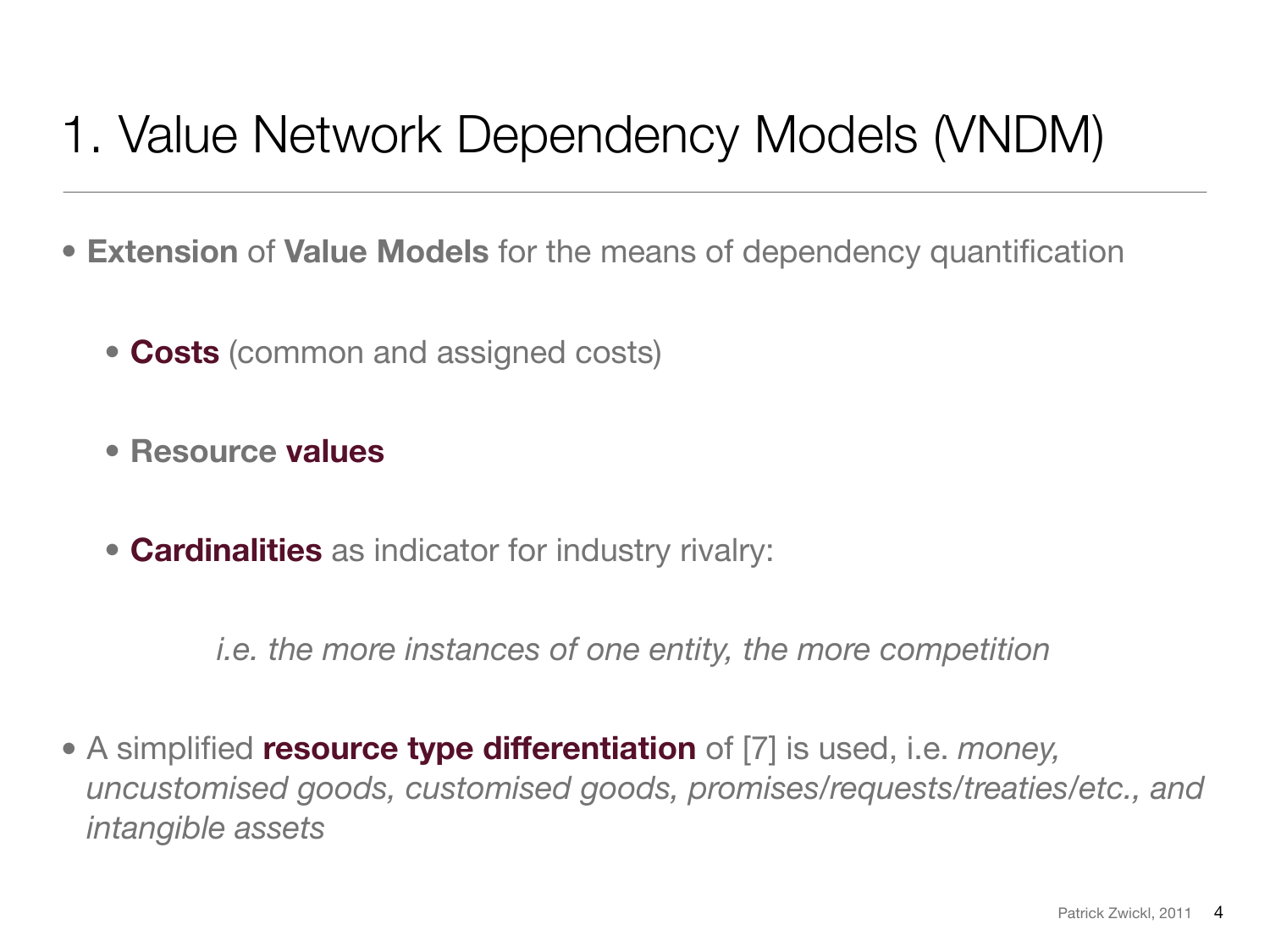# 1. Value Network Dependency Models (VNDM)

- **Extension** of **Value Models** for the means of dependency quantification
  - **Costs** (common and assigned costs)
  - **Resource values**
  - **Cardinalities** as indicator for industry rivalry:

    *i.e. the more instances of one entity, the more competition*

- A simplified **resource type differentiation** of [7] is used, i.e. *money, uncustomised goods, customised goods, promises/requests/treaties/etc., and intangible assets*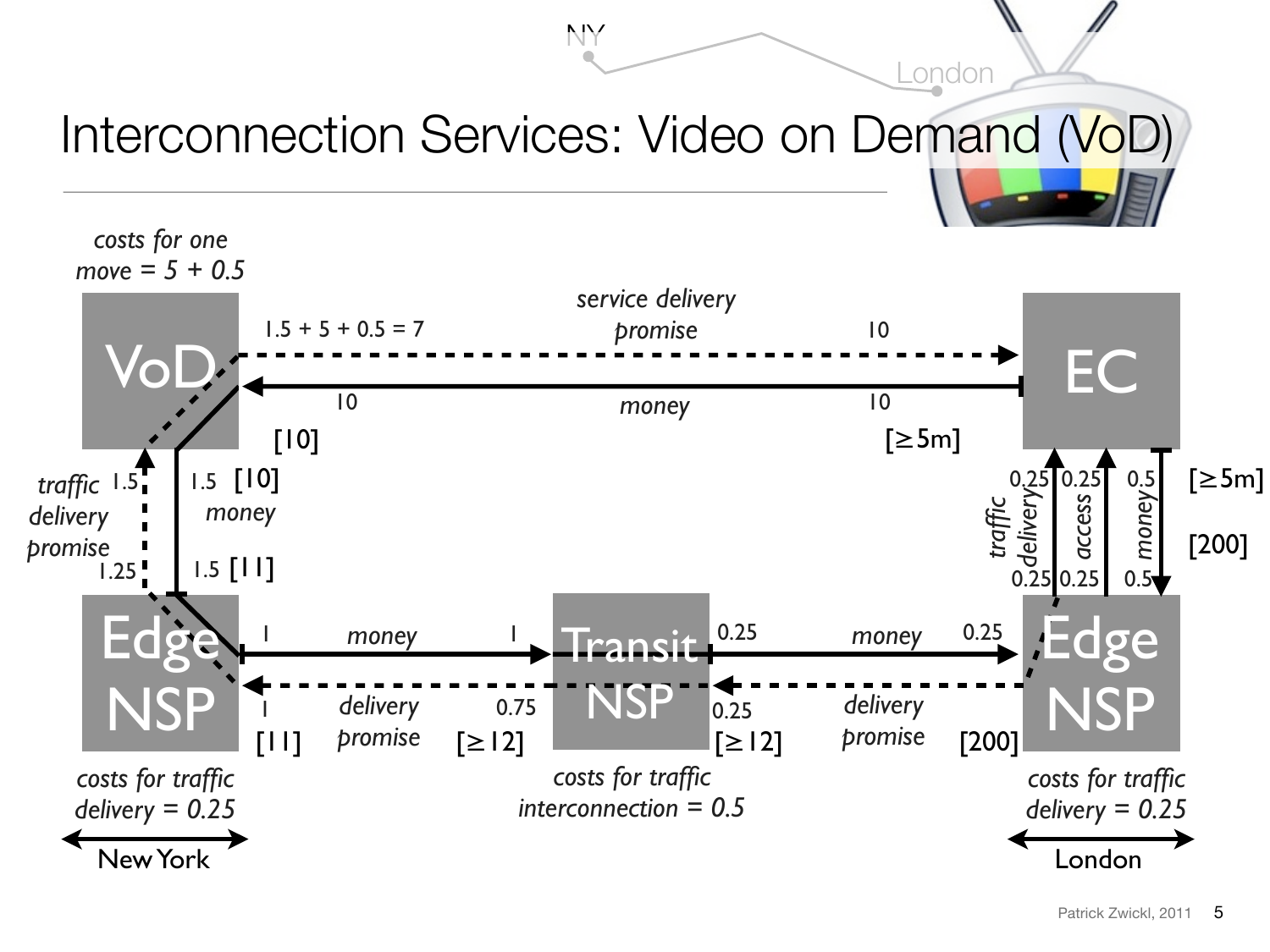# Interconnection Services: Video on Demand (VoD)

*costs for one move = 5 + 0.5*

**VoD** → **EC**: *service delivery promise* — 1.5 + 5 + 0.5 = 7 → 10

**EC** → **VoD**: *money* — 10 → 10; [10] [≥5m]

**Edge NSP (New York)** → **VoD**: *traffic delivery promise* — 1.25 → 1.5

**VoD** → **Edge NSP (New York)**: *money* — 1.5 [10] → 1.5 [11]

**Edge NSP (New York)** → **Transit NSP**: *money* — 1 → 1

**Transit NSP** → **Edge NSP (New York)**: *delivery promise* — 0.75 [≥12] → 1 [11]

**Transit NSP** → **Edge NSP (London)**: *money* — 0.25 → 0.25

**Edge NSP (London)** → **Transit NSP**: *delivery promise* — [200] → 0.25 [≥12]

**Edge NSP (London)** → **EC**: *traffic delivery* — 0.25 → 0.25

**Edge NSP (London)** → **EC**: *access* — 0.25 → 0.25

**EC** → **Edge NSP (London)**: *money* — 0.5 [≥5m] → 0.5 [200]

*costs for traffic delivery = 0.25* (Edge NSP, New York)

*costs for traffic interconnection = 0.5* (Transit NSP)

*costs for traffic delivery = 0.25* (Edge NSP, London)

New York — London

Patrick Zwickl, 2011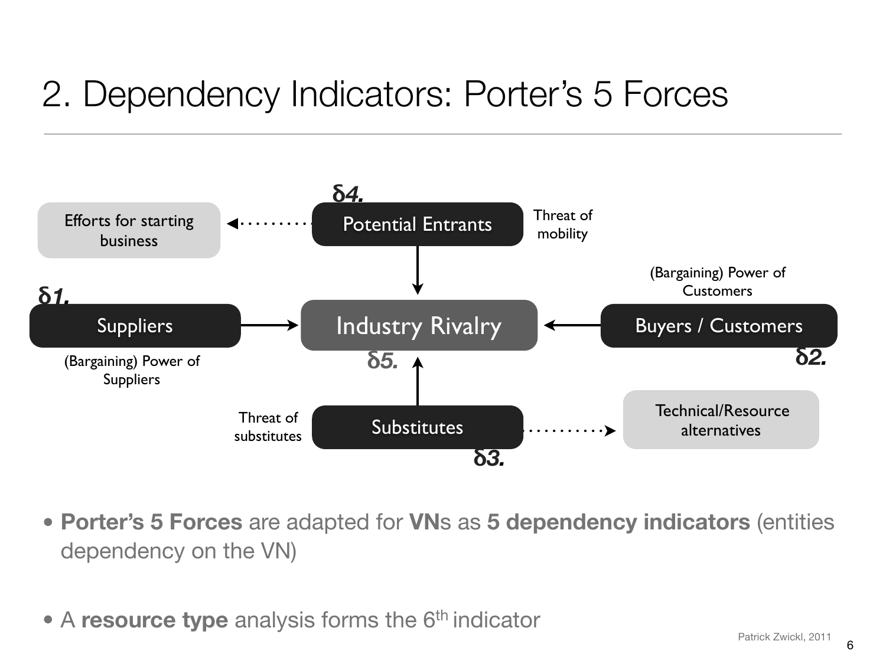# 2. Dependency Indicators: Porter's 5 Forces

$\delta 4.$ **Potential Entrants** — Threat of mobility → Efforts for starting business

$\delta 1.$ **Suppliers** — (Bargaining) Power of Suppliers

$\delta 5.$ **Industry Rivalry**

$\delta 2.$ **Buyers / Customers** — (Bargaining) Power of Customers

$\delta 3.$ **Substitutes** — Threat of substitutes → Technical/Resource alternatives

- **Porter's 5 Forces** are adapted for **VN**s as **5 dependency indicators** (entities dependency on the VN)
- A **resource type** analysis forms the 6th indicator

Patrick Zwickl, 2011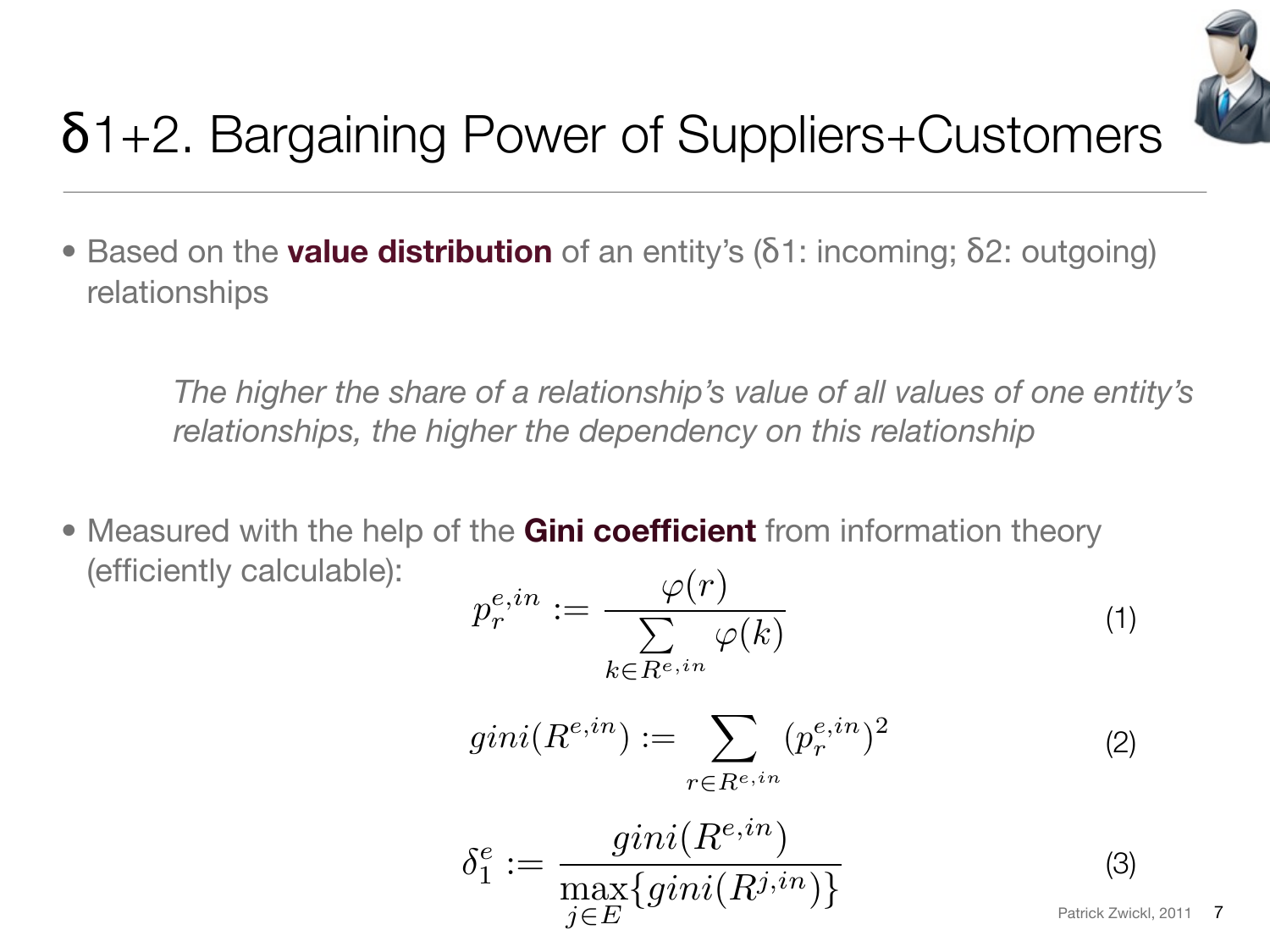# δ1+2. Bargaining Power of Suppliers+Customers

- Based on the **value distribution** of an entity's (δ1: incoming; δ2: outgoing) relationships

> *The higher the share of a relationship's value of all values of one entity's relationships, the higher the dependency on this relationship*

- Measured with the help of the **Gini coefficient** from information theory (efficiently calculable):

$$p_r^{e,in} := \frac{\varphi(r)}{\sum\limits_{k \in R^{e,in}} \varphi(k)} \tag{1}$$

$$gini(R^{e,in}) := \sum_{r \in R^{e,in}} (p_r^{e,in})^2 \tag{2}$$

$$\delta_1^e := \frac{gini(R^{e,in})}{\max\limits_{j \in E}\{gini(R^{j,in})\}} \tag{3}$$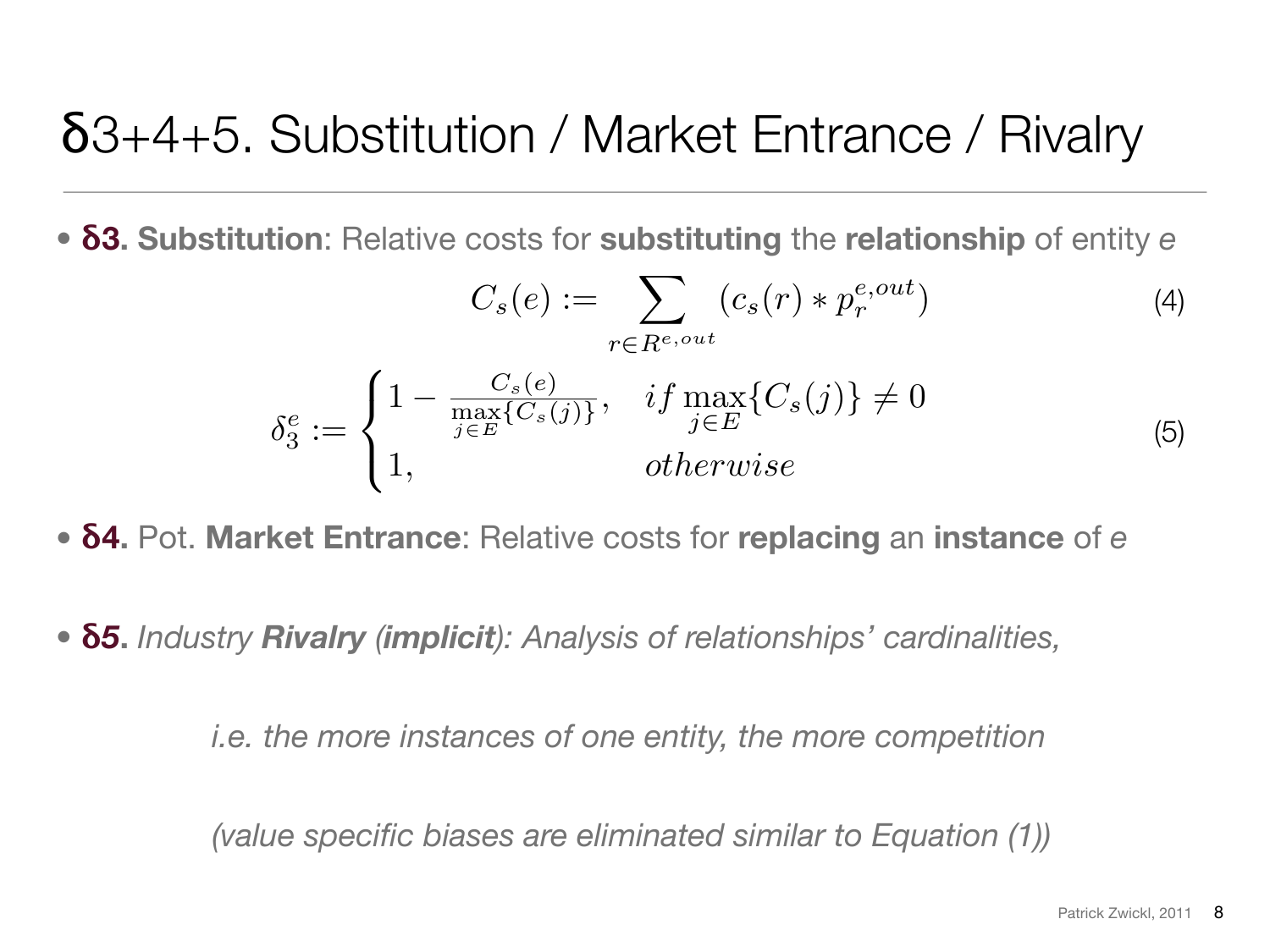# δ3+4+5. Substitution / Market Entrance / Rivalry

- **δ3. Substitution**: Relative costs for **substituting** the **relationship** of entity *e*

$$C_s(e) := \sum_{r \in R^{e,out}} (c_s(r) * p_r^{e,out}) \tag{4}$$

$$\delta_3^e := \begin{cases} 1 - \frac{C_s(e)}{\max\limits_{j \in E}\{C_s(j)\}}, & if \max\limits_{j \in E}\{C_s(j)\} \neq 0 \\ 1, & otherwise \end{cases} \tag{5}$$

- **δ4.** Pot. **Market Entrance**: Relative costs for **replacing** an **instance** of *e*

- **δ5.** *Industry **Rivalry** (**implicit**): Analysis of relationships' cardinalities,*

  *i.e. the more instances of one entity, the more competition*

  *(value specific biases are eliminated similar to Equation (1))*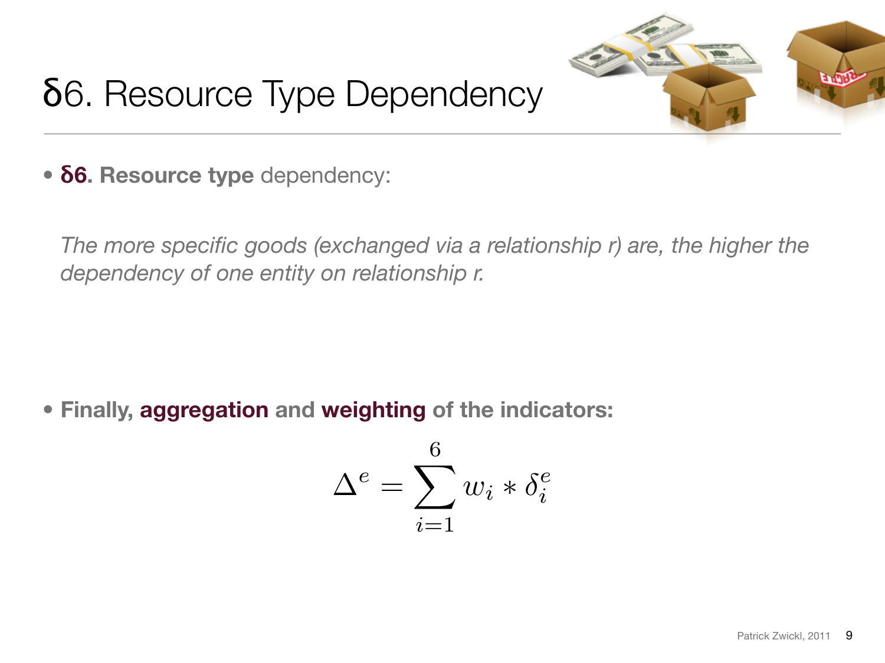# δ6. Resource Type Dependency

- **δ6. Resource type** dependency:

  *The more specific goods (exchanged via a relationship r) are, the higher the dependency of one entity on relationship r.*

- **Finally, aggregation and weighting of the indicators:**

$$\Delta^e = \sum_{i=1}^{6} w_i * \delta_i^e$$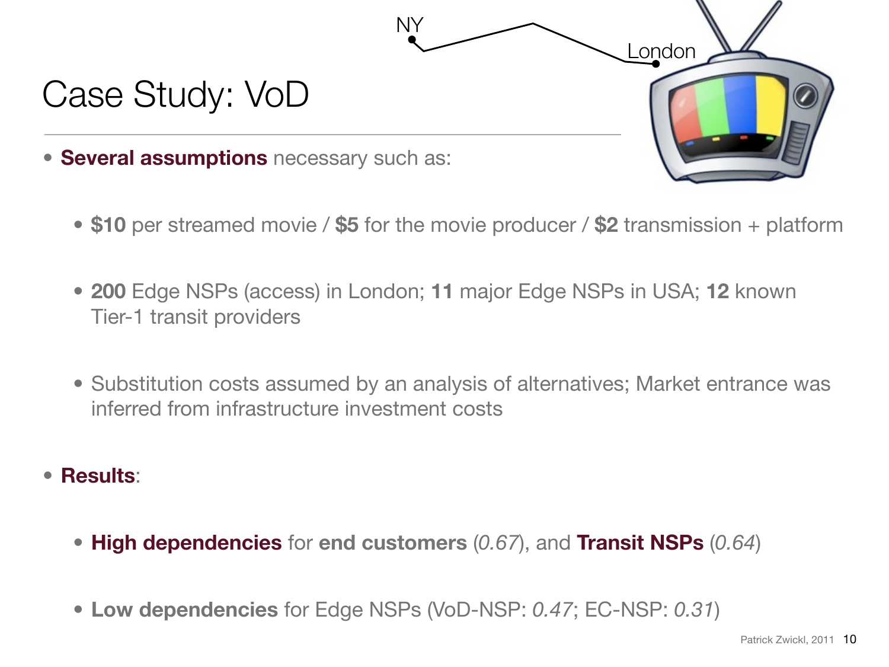# Case Study: VoD

- **Several assumptions** necessary such as:
  - **$10** per streamed movie / **$5** for the movie producer / **$2** transmission + platform
  - **200** Edge NSPs (access) in London; **11** major Edge NSPs in USA; **12** known Tier-1 transit providers
  - Substitution costs assumed by an analysis of alternatives; Market entrance was inferred from infrastructure investment costs
- **Results**:
  - **High dependencies** for **end customers** (*0.67*), and **Transit NSPs** (*0.64*)
  - **Low dependencies** for Edge NSPs (VoD-NSP: *0.47*; EC-NSP: *0.31*)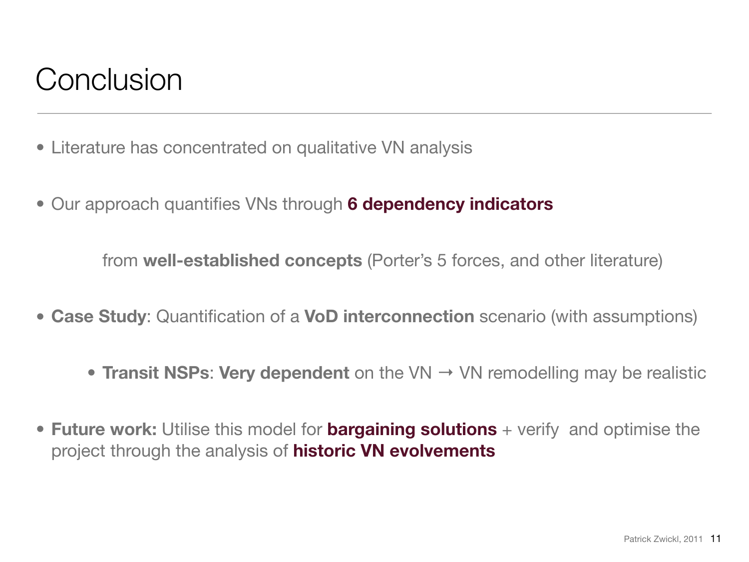# Conclusion

- Literature has concentrated on qualitative VN analysis
- Our approach quantifies VNs through **6 dependency indicators**

  from **well-established concepts** (Porter's 5 forces, and other literature)

- **Case Study**: Quantification of a **VoD interconnection** scenario (with assumptions)
  - **Transit NSPs**: **Very dependent** on the VN → VN remodelling may be realistic
- **Future work:** Utilise this model for **bargaining solutions** + verify and optimise the project through the analysis of **historic VN evolvements**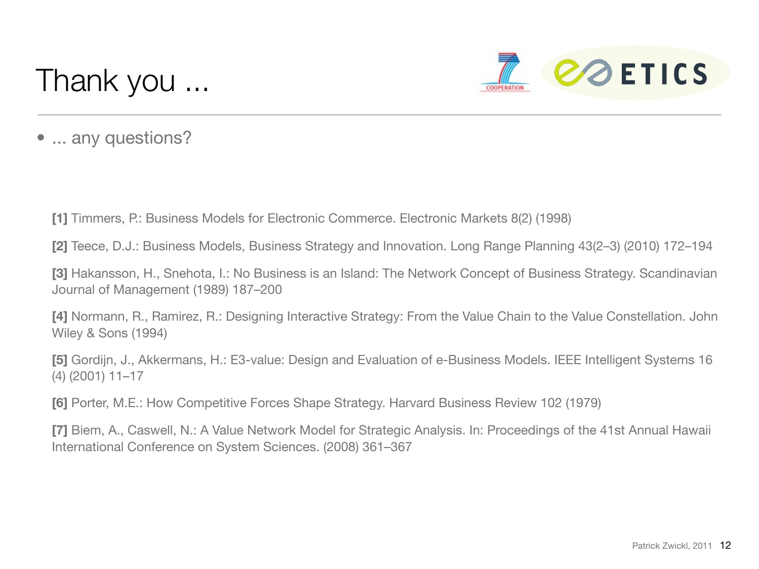# Thank you ...

- ... any questions?

**[1]** Timmers, P.: Business Models for Electronic Commerce. Electronic Markets 8(2) (1998)

**[2]** Teece, D.J.: Business Models, Business Strategy and Innovation. Long Range Planning 43(2–3) (2010) 172–194

**[3]** Hakansson, H., Snehota, I.: No Business is an Island: The Network Concept of Business Strategy. Scandinavian Journal of Management (1989) 187–200

**[4]** Normann, R., Ramirez, R.: Designing Interactive Strategy: From the Value Chain to the Value Constellation. John Wiley & Sons (1994)

**[5]** Gordijn, J., Akkermans, H.: E3-value: Design and Evaluation of e-Business Models. IEEE Intelligent Systems 16 (4) (2001) 11–17

**[6]** Porter, M.E.: How Competitive Forces Shape Strategy. Harvard Business Review 102 (1979)

**[7]** Biem, A., Caswell, N.: A Value Network Model for Strategic Analysis. In: Proceedings of the 41st Annual Hawaii International Conference on System Sciences. (2008) 361–367